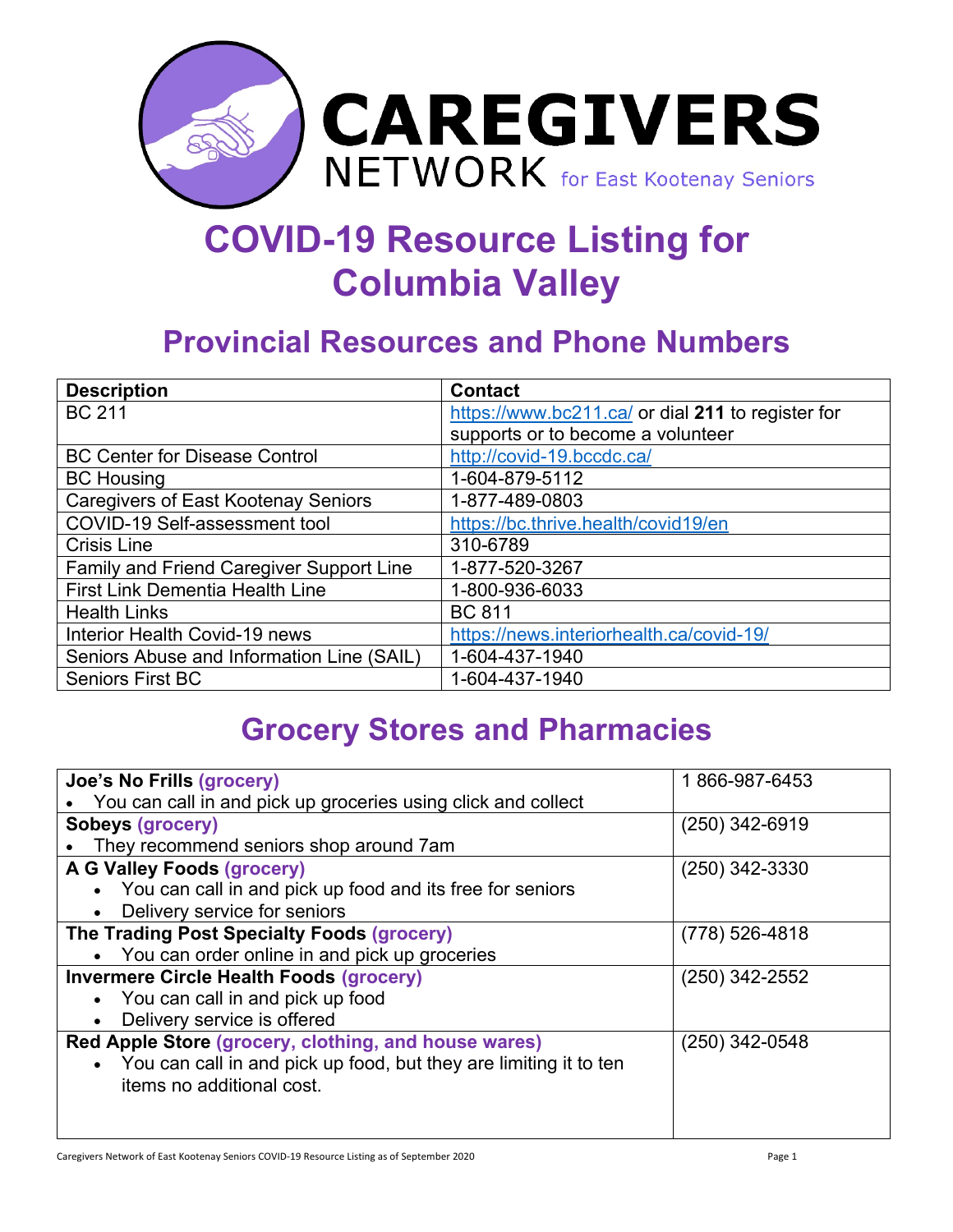CAREGIVERS NETWORK for East Kootenay Seniors

# COVID-19 Resource Listing for Columbia Valley

## Provincial Resources and Phone Numbers

| Description | Contact |
| --- | --- |
| BC 211 | https://www.bc211.ca/ or dial **211** to register for supports or to become a volunteer |
| BC Center for Disease Control | http://covid-19.bccdc.ca/ |
| BC Housing | 1-604-879-5112 |
| Caregivers of East Kootenay Seniors | 1-877-489-0803 |
| COVID-19 Self-assessment tool | https://bc.thrive.health/covid19/en |
| Crisis Line | 310-6789 |
| Family and Friend Caregiver Support Line | 1-877-520-3267 |
| First Link Dementia Health Line | 1-800-936-6033 |
| Health Links | BC 811 |
| Interior Health Covid-19 news | https://news.interiorhealth.ca/covid-19/ |
| Seniors Abuse and Information Line (SAIL) | 1-604-437-1940 |
| Seniors First BC | 1-604-437-1940 |

## Grocery Stores and Pharmacies

| | |
| --- | --- |
| **Joe's No Frills (grocery)**<br>• You can call in and pick up groceries using click and collect | 1 866-987-6453 |
| **Sobeys (grocery)**<br>• They recommend seniors shop around 7am | (250) 342-6919 |
| **A G Valley Foods (grocery)**<br>• You can call in and pick up food and its free for seniors<br>• Delivery service for seniors | (250) 342-3330 |
| **The Trading Post Specialty Foods (grocery)**<br>• You can order online in and pick up groceries | (778) 526-4818 |
| **Invermere Circle Health Foods (grocery)**<br>• You can call in and pick up food<br>• Delivery service is offered | (250) 342-2552 |
| **Red Apple Store (grocery, clothing, and house wares)**<br>• You can call in and pick up food, but they are limiting it to ten items no additional cost. | (250) 342-0548 |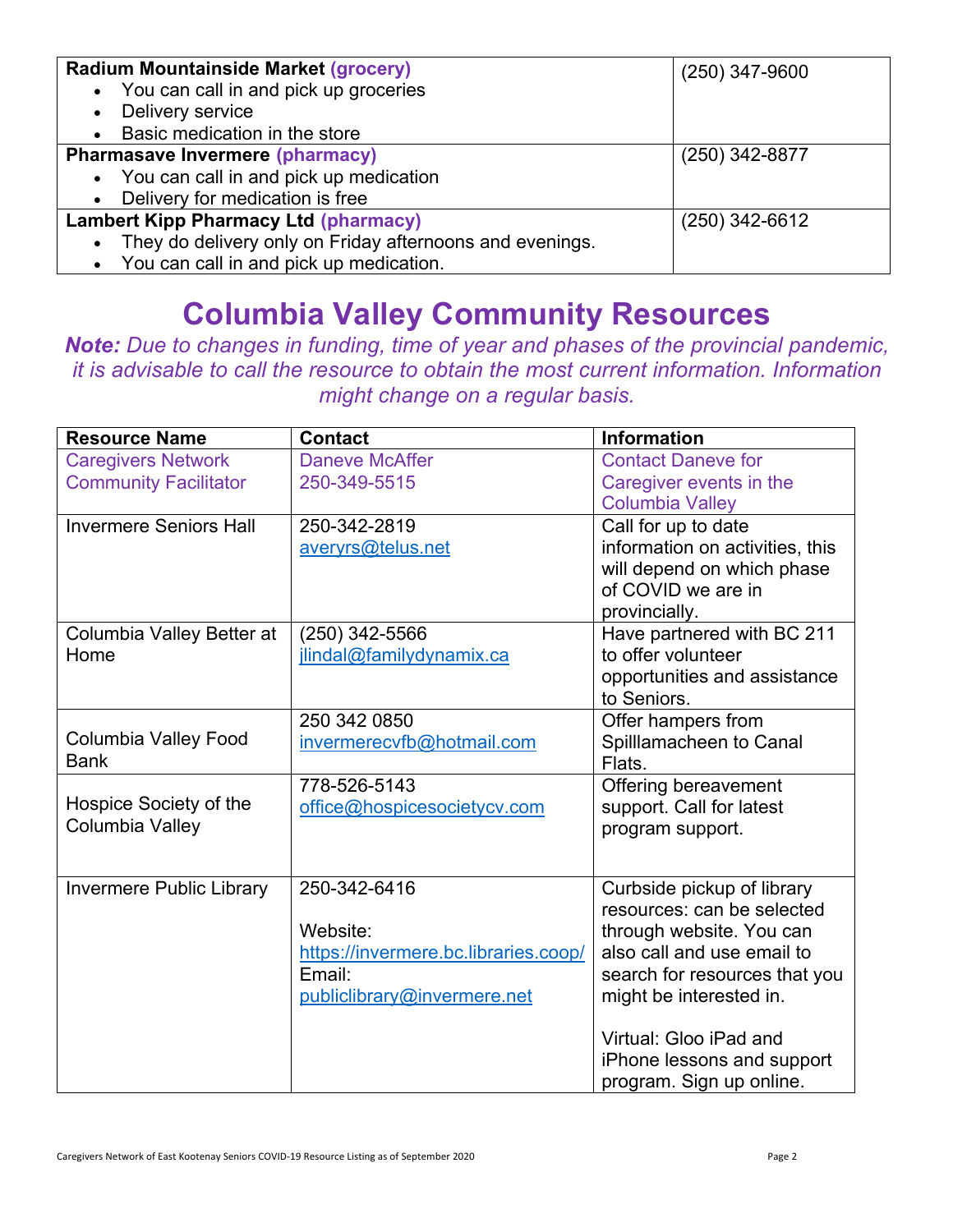| | |
|---|---|
| **Radium Mountainside Market (grocery)**<br>• You can call in and pick up groceries<br>• Delivery service<br>• Basic medication in the store | (250) 347-9600 |
| **Pharmasave Invermere (pharmacy)**<br>• You can call in and pick up medication<br>• Delivery for medication is free | (250) 342-8877 |
| **Lambert Kipp Pharmacy Ltd (pharmacy)**<br>• They do delivery only on Friday afternoons and evenings.<br>• You can call in and pick up medication. | (250) 342-6612 |

# Columbia Valley Community Resources

***Note:** Due to changes in funding, time of year and phases of the provincial pandemic, it is advisable to call the resource to obtain the most current information. Information might change on a regular basis.*

| Resource Name | Contact | Information |
|---|---|---|
| Caregivers Network Community Facilitator | Daneve McAffer<br>250-349-5515 | Contact Daneve for Caregiver events in the Columbia Valley |
| Invermere Seniors Hall | 250-342-2819<br>averyrs@telus.net | Call for up to date information on activities, this will depend on which phase of COVID we are in provincially. |
| Columbia Valley Better at Home | (250) 342-5566<br>jlindal@familydynamix.ca | Have partnered with BC 211 to offer volunteer opportunities and assistance to Seniors. |
| Columbia Valley Food Bank | 250 342 0850<br>invermerecvfb@hotmail.com | Offer hampers from Spilllamacheen to Canal Flats. |
| Hospice Society of the Columbia Valley | 778-526-5143<br>office@hospicesocietycv.com | Offering bereavement support. Call for latest program support. |
| Invermere Public Library | 250-342-6416<br><br>Website:<br>https://invermere.bc.libraries.coop/<br>Email:<br>publiclibrary@invermere.net | Curbside pickup of library resources: can be selected through website. You can also call and use email to search for resources that you might be interested in.<br><br>Virtual: Gloo iPad and iPhone lessons and support program. Sign up online. |